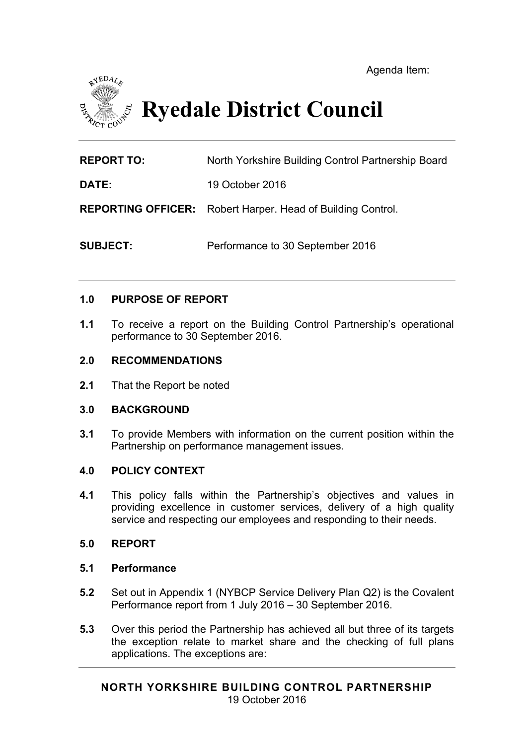Agenda Item:

# Ryedale District Council

| | |
|---|---|
| **REPORT TO:** | North Yorkshire Building Control Partnership Board |
| **DATE:** | 19 October 2016 |
| **REPORTING OFFICER:** | Robert Harper. Head of Building Control. |
| **SUBJECT:** | Performance to 30 September 2016 |

## 1.0 PURPOSE OF REPORT

**1.1** To receive a report on the Building Control Partnership's operational performance to 30 September 2016.

## 2.0 RECOMMENDATIONS

**2.1** That the Report be noted

## 3.0 BACKGROUND

**3.1** To provide Members with information on the current position within the Partnership on performance management issues.

## 4.0 POLICY CONTEXT

**4.1** This policy falls within the Partnership's objectives and values in providing excellence in customer services, delivery of a high quality service and respecting our employees and responding to their needs.

## 5.0 REPORT

### 5.1 Performance

**5.2** Set out in Appendix 1 (NYBCP Service Delivery Plan Q2) is the Covalent Performance report from 1 July 2016 – 30 September 2016.

**5.3** Over this period the Partnership has achieved all but three of its targets the exception relate to market share and the checking of full plans applications. The exceptions are: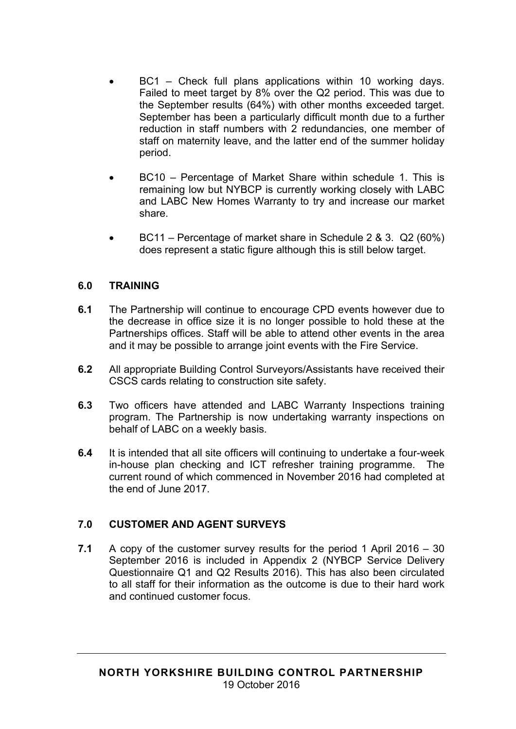- BC1 – Check full plans applications within 10 working days. Failed to meet target by 8% over the Q2 period. This was due to the September results (64%) with other months exceeded target. September has been a particularly difficult month due to a further reduction in staff numbers with 2 redundancies, one member of staff on maternity leave, and the latter end of the summer holiday period.

- BC10 – Percentage of Market Share within schedule 1. This is remaining low but NYBCP is currently working closely with LABC and LABC New Homes Warranty to try and increase our market share.

- BC11 – Percentage of market share in Schedule 2 & 3. Q2 (60%) does represent a static figure although this is still below target.

## 6.0 TRAINING

**6.1** The Partnership will continue to encourage CPD events however due to the decrease in office size it is no longer possible to hold these at the Partnerships offices. Staff will be able to attend other events in the area and it may be possible to arrange joint events with the Fire Service.

**6.2** All appropriate Building Control Surveyors/Assistants have received their CSCS cards relating to construction site safety.

**6.3** Two officers have attended and LABC Warranty Inspections training program. The Partnership is now undertaking warranty inspections on behalf of LABC on a weekly basis.

**6.4** It is intended that all site officers will continuing to undertake a four-week in-house plan checking and ICT refresher training programme. The current round of which commenced in November 2016 had completed at the end of June 2017.

## 7.0 CUSTOMER AND AGENT SURVEYS

**7.1** A copy of the customer survey results for the period 1 April 2016 – 30 September 2016 is included in Appendix 2 (NYBCP Service Delivery Questionnaire Q1 and Q2 Results 2016). This has also been circulated to all staff for their information as the outcome is due to their hard work and continued customer focus.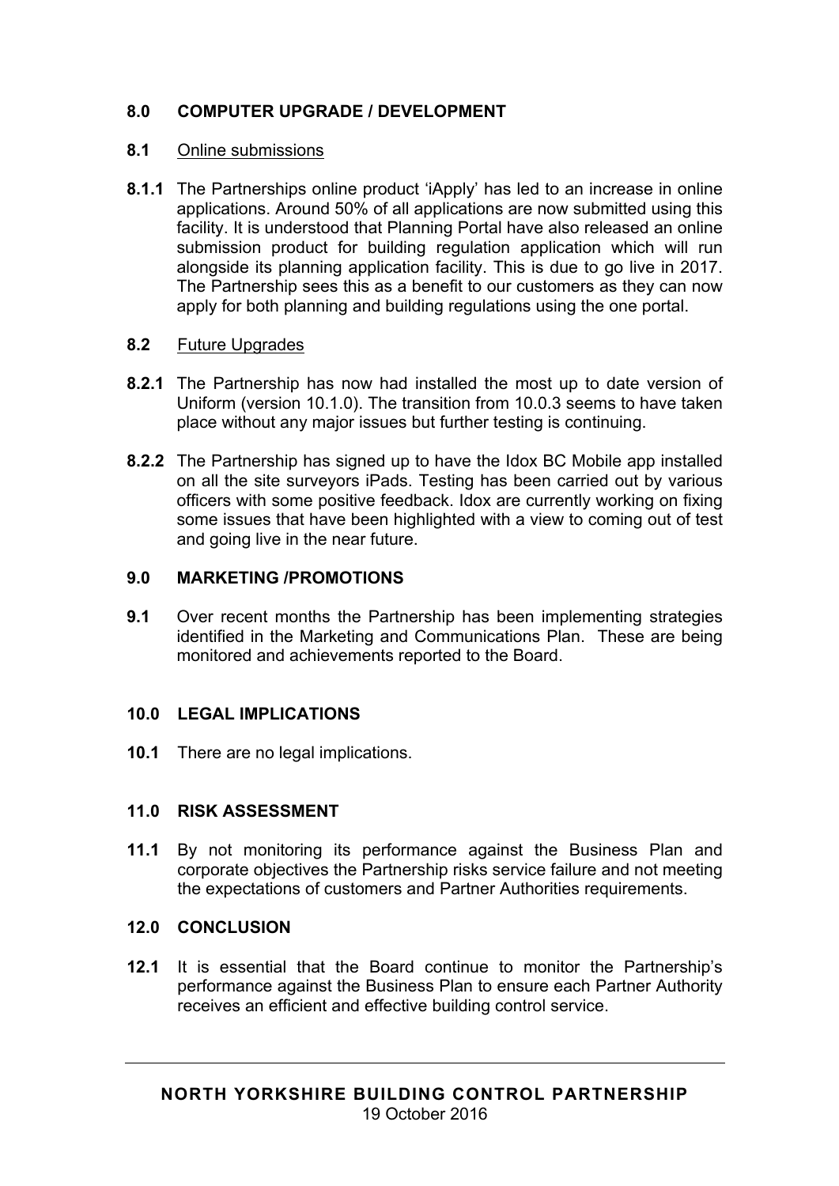## 8.0 COMPUTER UPGRADE / DEVELOPMENT

### 8.1 Online submissions

**8.1.1** The Partnerships online product 'iApply' has led to an increase in online applications. Around 50% of all applications are now submitted using this facility. It is understood that Planning Portal have also released an online submission product for building regulation application which will run alongside its planning application facility. This is due to go live in 2017. The Partnership sees this as a benefit to our customers as they can now apply for both planning and building regulations using the one portal.

### 8.2 Future Upgrades

**8.2.1** The Partnership has now had installed the most up to date version of Uniform (version 10.1.0). The transition from 10.0.3 seems to have taken place without any major issues but further testing is continuing.

**8.2.2** The Partnership has signed up to have the Idox BC Mobile app installed on all the site surveyors iPads. Testing has been carried out by various officers with some positive feedback. Idox are currently working on fixing some issues that have been highlighted with a view to coming out of test and going live in the near future.

## 9.0 MARKETING /PROMOTIONS

**9.1** Over recent months the Partnership has been implementing strategies identified in the Marketing and Communications Plan. These are being monitored and achievements reported to the Board.

## 10.0 LEGAL IMPLICATIONS

**10.1** There are no legal implications.

## 11.0 RISK ASSESSMENT

**11.1** By not monitoring its performance against the Business Plan and corporate objectives the Partnership risks service failure and not meeting the expectations of customers and Partner Authorities requirements.

## 12.0 CONCLUSION

**12.1** It is essential that the Board continue to monitor the Partnership's performance against the Business Plan to ensure each Partner Authority receives an efficient and effective building control service.

---

**NORTH YORKSHIRE BUILDING CONTROL PARTNERSHIP**
19 October 2016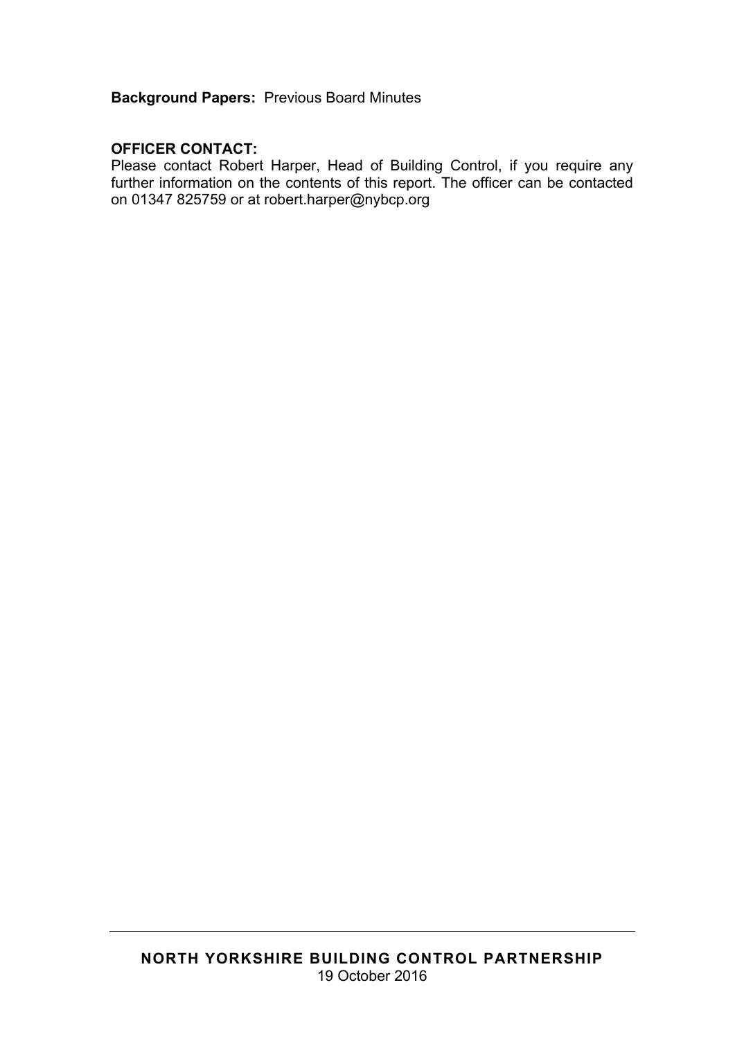**Background Papers:** Previous Board Minutes

**OFFICER CONTACT:**
Please contact Robert Harper, Head of Building Control, if you require any further information on the contents of this report. The officer can be contacted on 01347 825759 or at robert.harper@nybcp.org